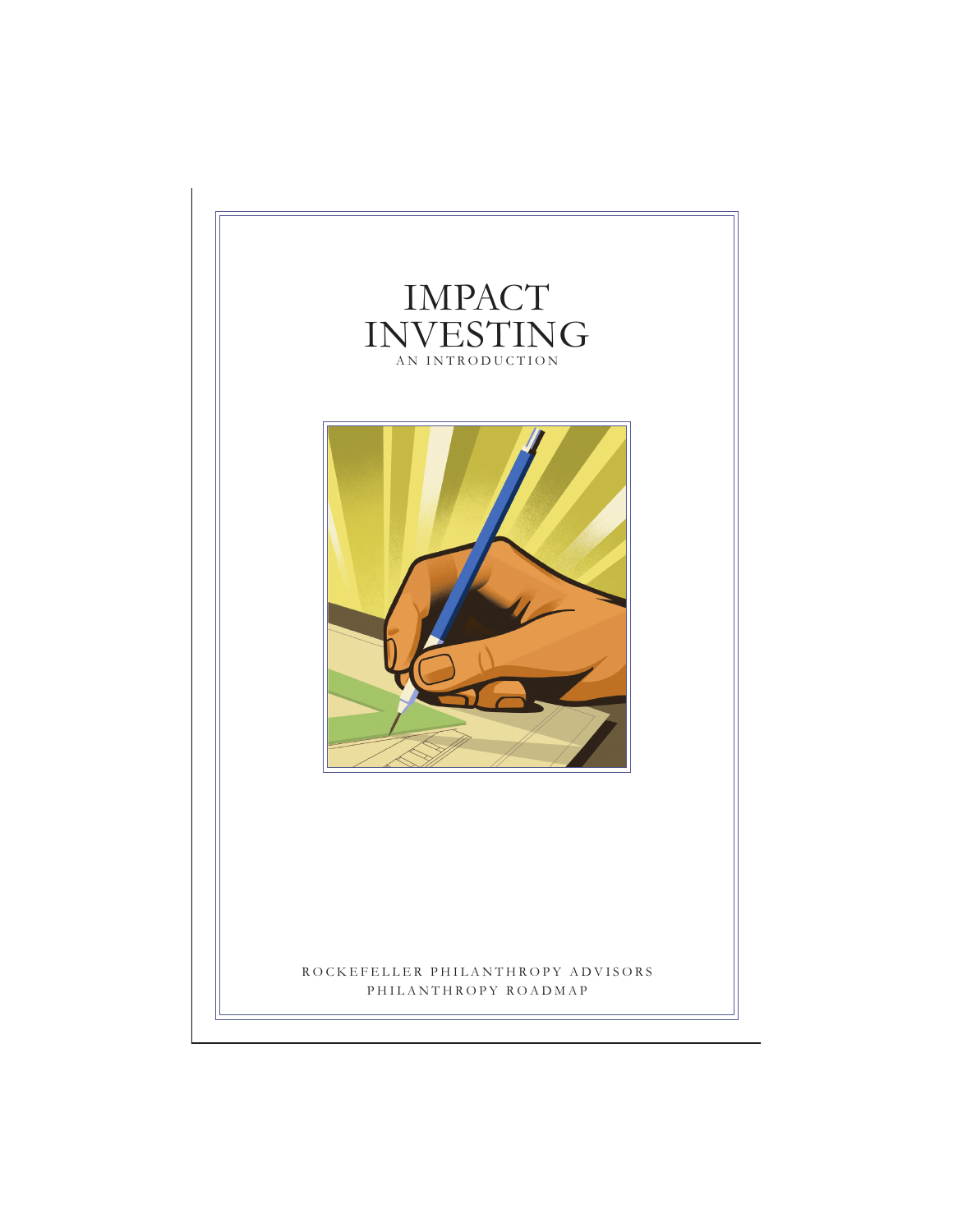# IMPACT INVESTING

AN INTRODUCTION

ROCKEFELLER PHILANTHROPY ADVISORS

PHILANTHROPY ROADMAP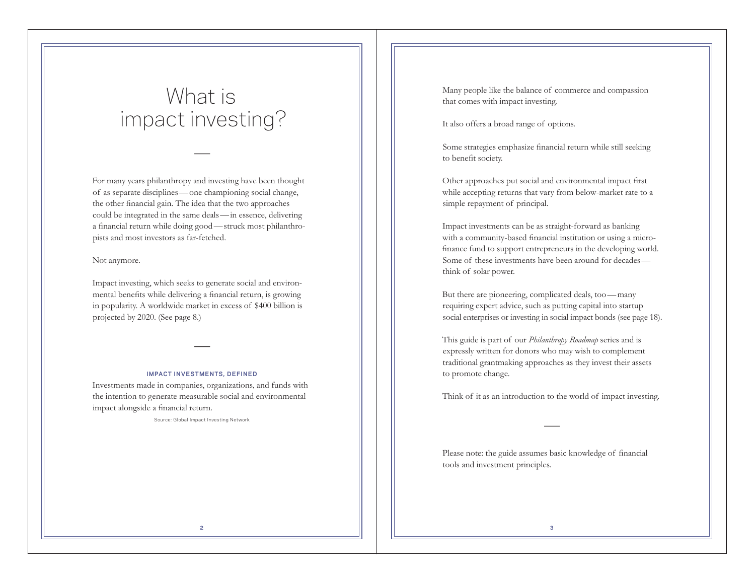# What is impact investing?

For many years philanthropy and investing have been thought of as separate disciplines — one championing social change, the other financial gain. The idea that the two approaches could be integrated in the same deals — in essence, delivering a financial return while doing good — struck most philanthropists and most investors as far-fetched.

Not anymore.

Impact investing, which seeks to generate social and environmental benefits while delivering a financial return, is growing in popularity. A worldwide market in excess of $400 billion is projected by 2020. (See page 8.)

**IMPACT INVESTMENTS, DEFINED**

Investments made in companies, organizations, and funds with the intention to generate measurable social and environmental impact alongside a financial return.

Source: Global Impact Investing Network

Many people like the balance of commerce and compassion that comes with impact investing.

It also offers a broad range of options.

Some strategies emphasize financial return while still seeking to benefit society.

Other approaches put social and environmental impact first while accepting returns that vary from below-market rate to a simple repayment of principal.

Impact investments can be as straight-forward as banking with a community-based financial institution or using a microfinance fund to support entrepreneurs in the developing world. Some of these investments have been around for decades — think of solar power.

But there are pioneering, complicated deals, too — many requiring expert advice, such as putting capital into startup social enterprises or investing in social impact bonds (see page 18).

This guide is part of our *Philanthropy Roadmap* series and is expressly written for donors who may wish to complement traditional grantmaking approaches as they invest their assets to promote change.

Think of it as an introduction to the world of impact investing.

Please note: the guide assumes basic knowledge of financial tools and investment principles.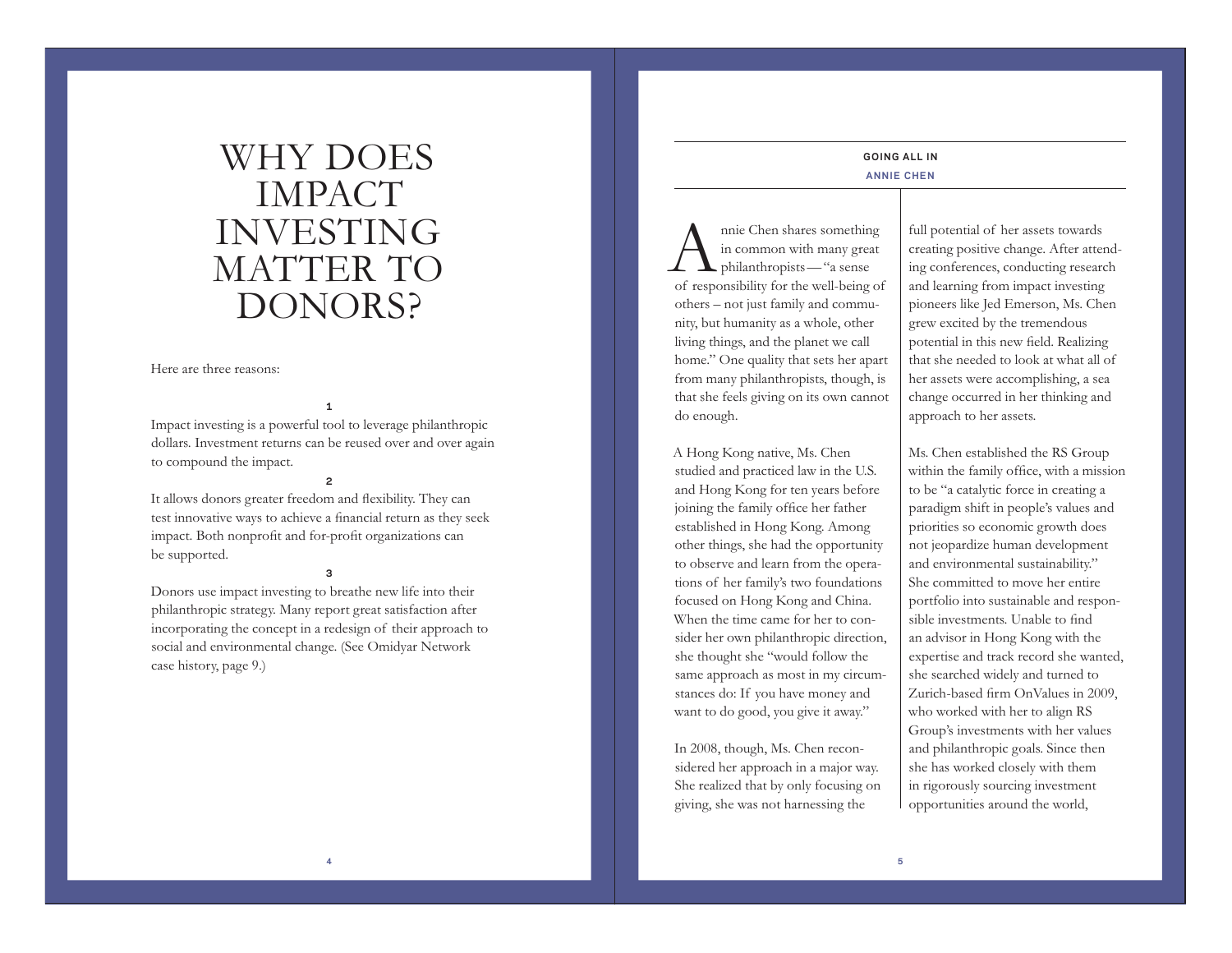# WHY DOES IMPACT INVESTING MATTER TO DONORS?

Here are three reasons:

**1**

Impact investing is a powerful tool to leverage philanthropic dollars. Investment returns can be reused over and over again to compound the impact.

**2**

It allows donors greater freedom and flexibility. They can test innovative ways to achieve a financial return as they seek impact. Both nonprofit and for-profit organizations can be supported.

**3**

Donors use impact investing to breathe new life into their philanthropic strategy. Many report great satisfaction after incorporating the concept in a redesign of their approach to social and environmental change. (See Omidyar Network case history, page 9.)

## GOING ALL IN

### ANNIE CHEN

Annie Chen shares something in common with many great philanthropists — "a sense of responsibility for the well-being of others – not just family and community, but humanity as a whole, other living things, and the planet we call home." One quality that sets her apart from many philanthropists, though, is that she feels giving on its own cannot do enough.

A Hong Kong native, Ms. Chen studied and practiced law in the U.S. and Hong Kong for ten years before joining the family office her father established in Hong Kong. Among other things, she had the opportunity to observe and learn from the operations of her family's two foundations focused on Hong Kong and China. When the time came for her to consider her own philanthropic direction, she thought she "would follow the same approach as most in my circumstances do: If you have money and want to do good, you give it away."

In 2008, though, Ms. Chen reconsidered her approach in a major way. She realized that by only focusing on giving, she was not harnessing the full potential of her assets towards creating positive change. After attending conferences, conducting research and learning from impact investing pioneers like Jed Emerson, Ms. Chen grew excited by the tremendous potential in this new field. Realizing that she needed to look at what all of her assets were accomplishing, a sea change occurred in her thinking and approach to her assets.

Ms. Chen established the RS Group within the family office, with a mission to be "a catalytic force in creating a paradigm shift in people's values and priorities so economic growth does not jeopardize human development and environmental sustainability." She committed to move her entire portfolio into sustainable and responsible investments. Unable to find an advisor in Hong Kong with the expertise and track record she wanted, she searched widely and turned to Zurich-based firm OnValues in 2009, who worked with her to align RS Group's investments with her values and philanthropic goals. Since then she has worked closely with them in rigorously sourcing investment opportunities around the world,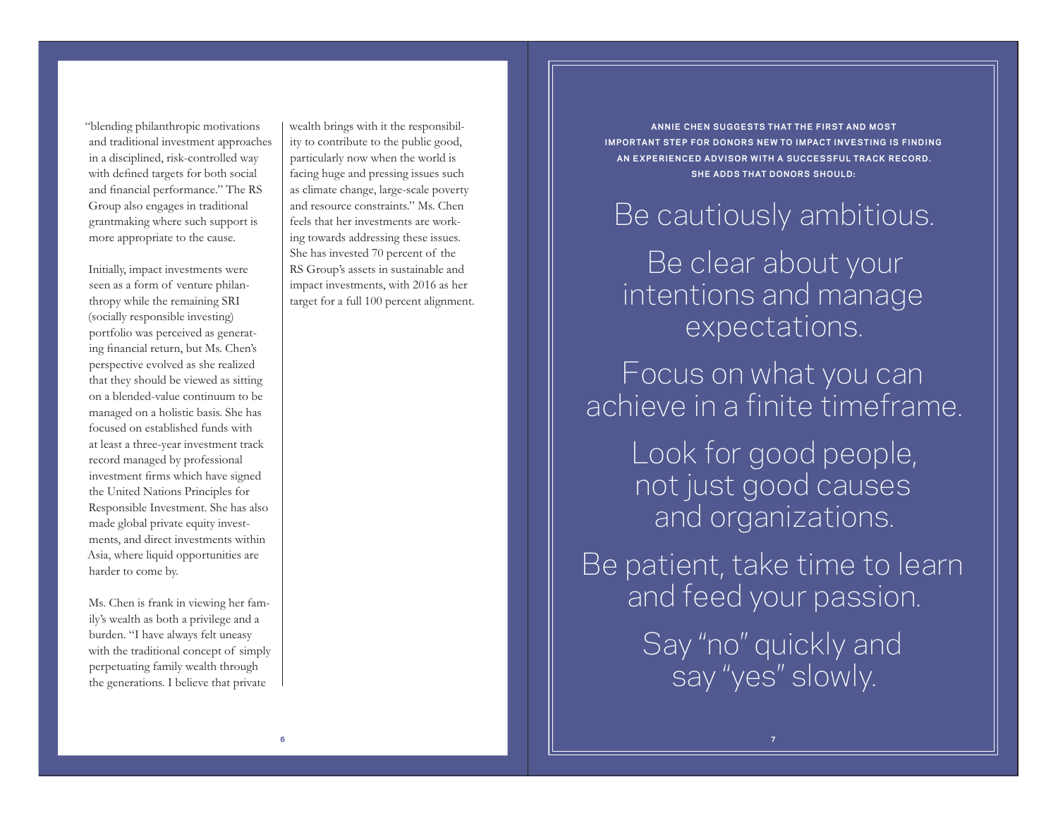"blending philanthropic motivations and traditional investment approaches in a disciplined, risk-controlled way with defined targets for both social and financial performance." The RS Group also engages in traditional grantmaking where such support is more appropriate to the cause.

Initially, impact investments were seen as a form of venture philanthropy while the remaining SRI (socially responsible investing) portfolio was perceived as generating financial return, but Ms. Chen's perspective evolved as she realized that they should be viewed as sitting on a blended-value continuum to be managed on a holistic basis. She has focused on established funds with at least a three-year investment track record managed by professional investment firms which have signed the United Nations Principles for Responsible Investment. She has also made global private equity investments, and direct investments within Asia, where liquid opportunities are harder to come by.

Ms. Chen is frank in viewing her family's wealth as both a privilege and a burden. "I have always felt uneasy with the traditional concept of simply perpetuating family wealth through the generations. I believe that private wealth brings with it the responsibility to contribute to the public good, particularly now when the world is facing huge and pressing issues such as climate change, large-scale poverty and resource constraints." Ms. Chen feels that her investments are working towards addressing these issues. She has invested 70 percent of the RS Group's assets in sustainable and impact investments, with 2016 as her target for a full 100 percent alignment.

**ANNIE CHEN SUGGESTS THAT THE FIRST AND MOST IMPORTANT STEP FOR DONORS NEW TO IMPACT INVESTING IS FINDING AN EXPERIENCED ADVISOR WITH A SUCCESSFUL TRACK RECORD. SHE ADDS THAT DONORS SHOULD:**

Be cautiously ambitious.

Be clear about your intentions and manage expectations.

Focus on what you can achieve in a finite timeframe.

Look for good people, not just good causes and organizations.

Be patient, take time to learn and feed your passion.

Say "no" quickly and say "yes" slowly.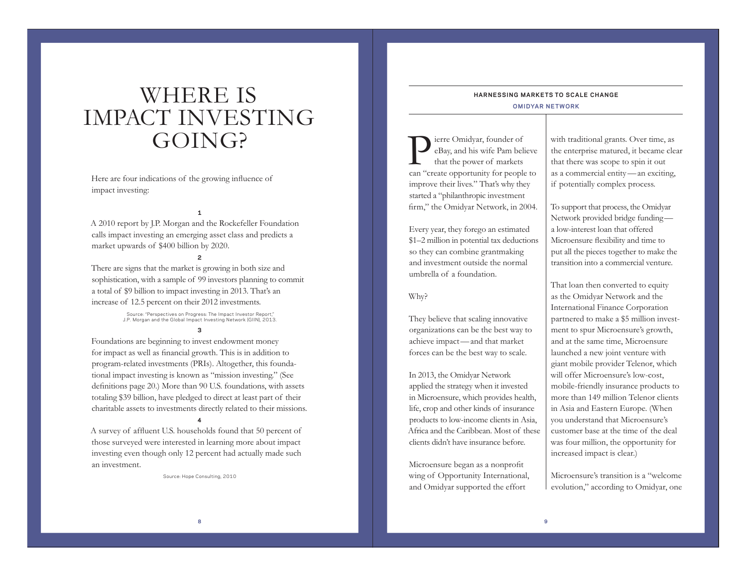# WHERE IS IMPACT INVESTING GOING?

Here are four indications of the growing influence of impact investing:

**1**

A 2010 report by J.P. Morgan and the Rockefeller Foundation calls impact investing an emerging asset class and predicts a market upwards of $400 billion by 2020.

**2**

There are signs that the market is growing in both size and sophistication, with a sample of 99 investors planning to commit a total of $9 billion to impact investing in 2013. That's an increase of 12.5 percent on their 2012 investments.

Source: "Perspectives on Progress: The Impact Investor Report," J.P. Morgan and the Global Impact Investing Network (GIIN), 2013.

**3**

Foundations are beginning to invest endowment money for impact as well as financial growth. This is in addition to program-related investments (PRIs). Altogether, this foundational impact investing is known as "mission investing." (See definitions page 20.) More than 90 U.S. foundations, with assets totaling $39 billion, have pledged to direct at least part of their charitable assets to investments directly related to their missions.

**4**

A survey of affluent U.S. households found that 50 percent of those surveyed were interested in learning more about impact investing even though only 12 percent had actually made such an investment.

Source: Hope Consulting, 2010

## HARNESSING MARKETS TO SCALE CHANGE

### OMIDYAR NETWORK

Pierre Omidyar, founder of eBay, and his wife Pam believe that the power of markets can "create opportunity for people to improve their lives." That's why they started a "philanthropic investment firm," the Omidyar Network, in 2004.

Every year, they forego an estimated $1–2 million in potential tax deductions so they can combine grantmaking and investment outside the normal umbrella of a foundation.

Why?

They believe that scaling innovative organizations can be the best way to achieve impact—and that market forces can be the best way to scale.

In 2013, the Omidyar Network applied the strategy when it invested in Microensure, which provides health, life, crop and other kinds of insurance products to low-income clients in Asia, Africa and the Caribbean. Most of these clients didn't have insurance before.

Microensure began as a nonprofit wing of Opportunity International, and Omidyar supported the effort with traditional grants. Over time, as the enterprise matured, it became clear that there was scope to spin it out as a commercial entity—an exciting, if potentially complex process.

To support that process, the Omidyar Network provided bridge funding—a low-interest loan that offered Microensure flexibility and time to put all the pieces together to make the transition into a commercial venture.

That loan then converted to equity as the Omidyar Network and the International Finance Corporation partnered to make a $5 million investment to spur Microensure's growth, and at the same time, Microensure launched a new joint venture with giant mobile provider Telenor, which will offer Microensure's low-cost, mobile-friendly insurance products to more than 149 million Telenor clients in Asia and Eastern Europe. (When you understand that Microensure's customer base at the time of the deal was four million, the opportunity for increased impact is clear.)

Microensure's transition is a "welcome evolution," according to Omidyar, one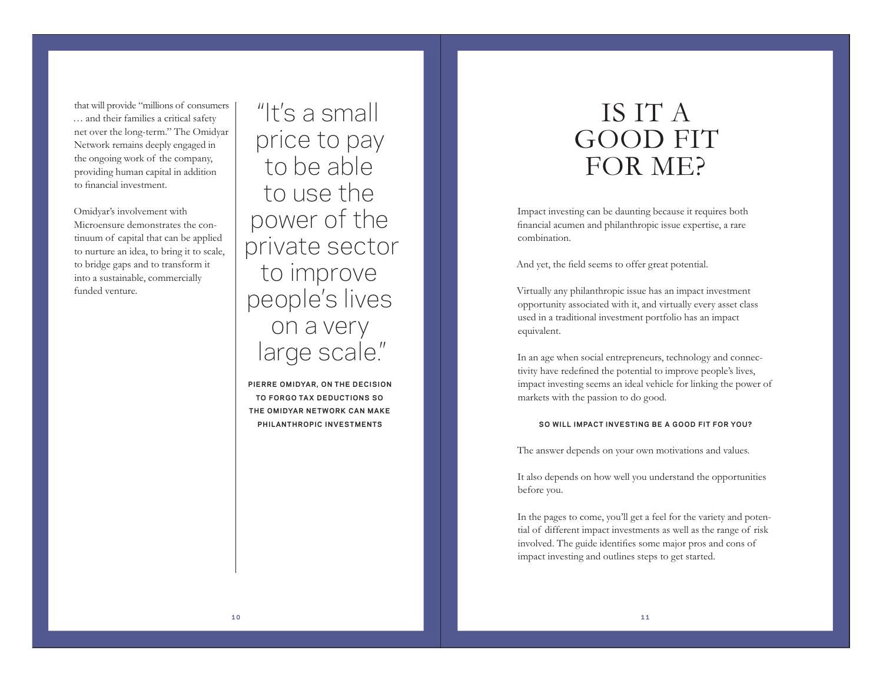that will provide "millions of consumers … and their families a critical safety net over the long-term." The Omidyar Network remains deeply engaged in the ongoing work of the company, providing human capital in addition to financial investment.

Omidyar's involvement with Microensure demonstrates the continuum of capital that can be applied to nurture an idea, to bring it to scale, to bridge gaps and to transform it into a sustainable, commercially funded venture.

> "It's a small price to pay to be able to use the power of the private sector to improve people's lives on a very large scale."
>
> **PIERRE OMIDYAR, ON THE DECISION TO FORGO TAX DEDUCTIONS SO THE OMIDYAR NETWORK CAN MAKE PHILANTHROPIC INVESTMENTS**

# IS IT A GOOD FIT FOR ME?

Impact investing can be daunting because it requires both financial acumen and philanthropic issue expertise, a rare combination.

And yet, the field seems to offer great potential.

Virtually any philanthropic issue has an impact investment opportunity associated with it, and virtually every asset class used in a traditional investment portfolio has an impact equivalent.

In an age when social entrepreneurs, technology and connectivity have redefined the potential to improve people's lives, impact investing seems an ideal vehicle for linking the power of markets with the passion to do good.

**SO WILL IMPACT INVESTING BE A GOOD FIT FOR YOU?**

The answer depends on your own motivations and values.

It also depends on how well you understand the opportunities before you.

In the pages to come, you'll get a feel for the variety and potential of different impact investments as well as the range of risk involved. The guide identifies some major pros and cons of impact investing and outlines steps to get started.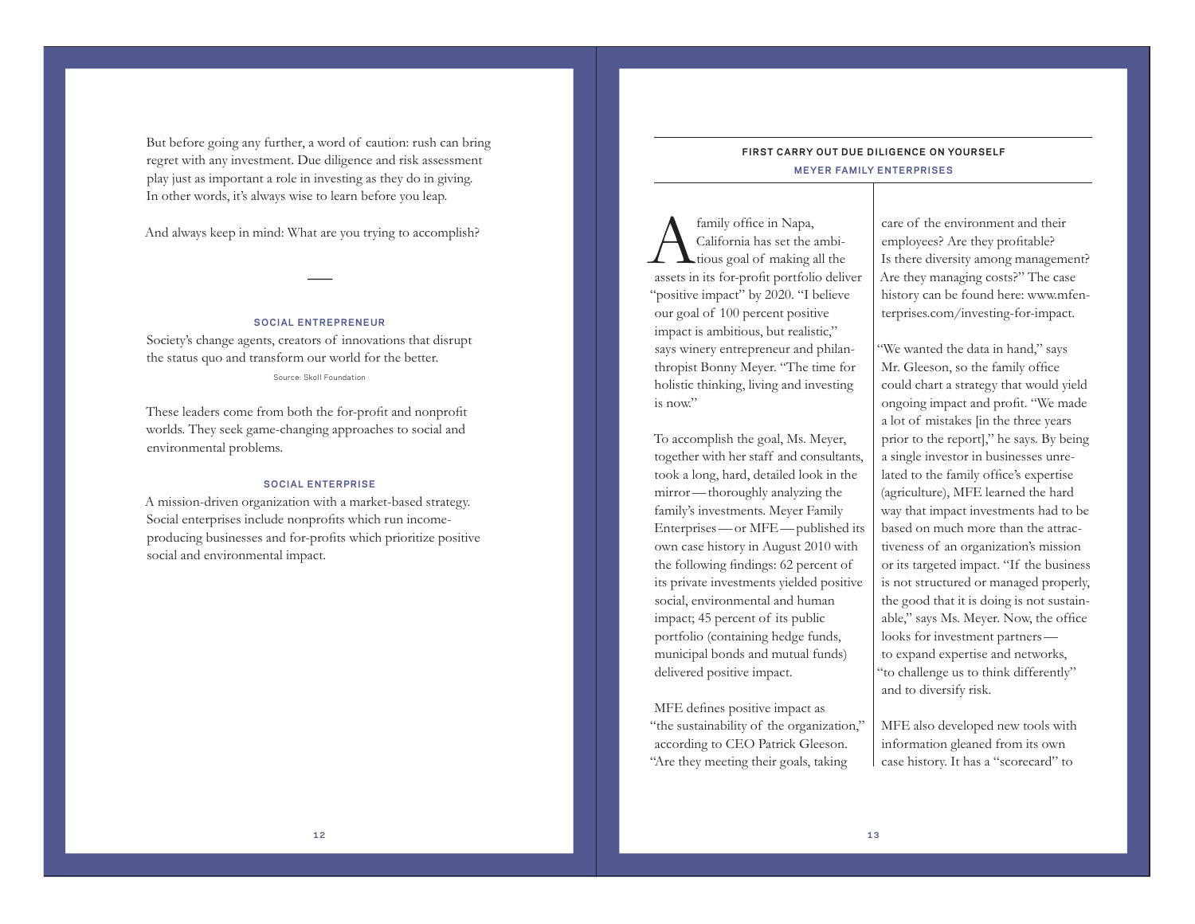But before going any further, a word of caution: rush can bring regret with any investment. Due diligence and risk assessment play just as important a role in investing as they do in giving. In other words, it's always wise to learn before you leap.

And always keep in mind: What are you trying to accomplish?

—

**SOCIAL ENTREPRENEUR**

Society's change agents, creators of innovations that disrupt the status quo and transform our world for the better.

Source: Skoll Foundation

These leaders come from both the for-profit and nonprofit worlds. They seek game-changing approaches to social and environmental problems.

**SOCIAL ENTERPRISE**

A mission-driven organization with a market-based strategy. Social enterprises include nonprofits which run income-producing businesses and for-profits which prioritize positive social and environmental impact.

## FIRST CARRY OUT DUE DILIGENCE ON YOURSELF

### MEYER FAMILY ENTERPRISES

A family office in Napa, California has set the ambitious goal of making all the assets in its for-profit portfolio deliver "positive impact" by 2020. "I believe our goal of 100 percent positive impact is ambitious, but realistic," says winery entrepreneur and philanthropist Bonny Meyer. "The time for holistic thinking, living and investing is now."

To accomplish the goal, Ms. Meyer, together with her staff and consultants, took a long, hard, detailed look in the mirror — thoroughly analyzing the family's investments. Meyer Family Enterprises — or MFE — published its own case history in August 2010 with the following findings: 62 percent of its private investments yielded positive social, environmental and human impact; 45 percent of its public portfolio (containing hedge funds, municipal bonds and mutual funds) delivered positive impact.

MFE defines positive impact as "the sustainability of the organization," according to CEO Patrick Gleeson. "Are they meeting their goals, taking care of the environment and their employees? Are they profitable? Is there diversity among management? Are they managing costs?" The case history can be found here: www.mfenterprises.com/investing-for-impact.

"We wanted the data in hand," says Mr. Gleeson, so the family office could chart a strategy that would yield ongoing impact and profit. "We made a lot of mistakes [in the three years prior to the report]," he says. By being a single investor in businesses unrelated to the family office's expertise (agriculture), MFE learned the hard way that impact investments had to be based on much more than the attractiveness of an organization's mission or its targeted impact. "If the business is not structured or managed properly, the good that it is doing is not sustainable," says Ms. Meyer. Now, the office looks for investment partners — to expand expertise and networks, "to challenge us to think differently" and to diversify risk.

MFE also developed new tools with information gleaned from its own case history. It has a "scorecard" to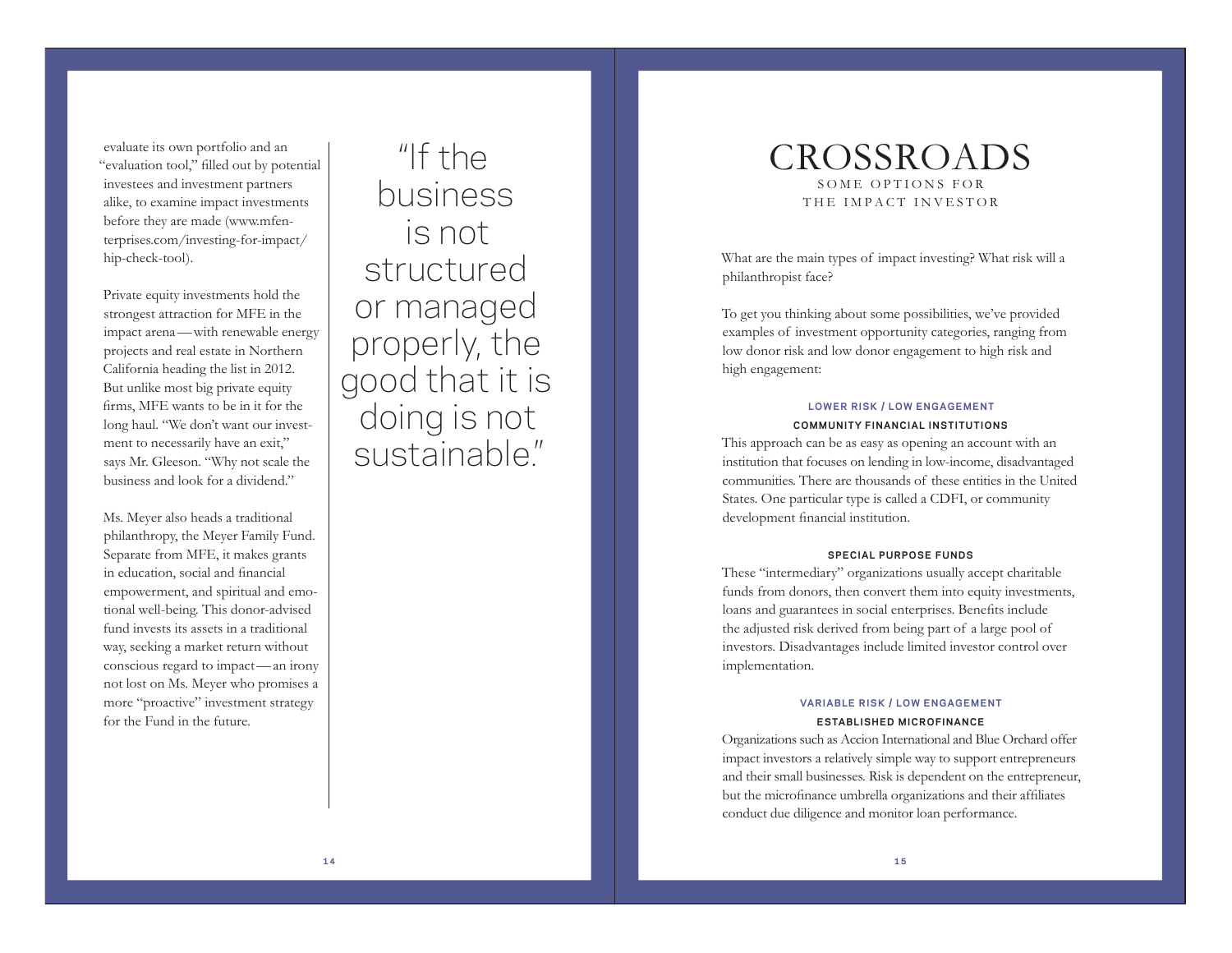evaluate its own portfolio and an "evaluation tool," filled out by potential investees and investment partners alike, to examine impact investments before they are made (www.mfenterprises.com/investing-for-impact/hip-check-tool).

Private equity investments hold the strongest attraction for MFE in the impact arena — with renewable energy projects and real estate in Northern California heading the list in 2012. But unlike most big private equity firms, MFE wants to be in it for the long haul. "We don't want our investment to necessarily have an exit," says Mr. Gleeson. "Why not scale the business and look for a dividend."

Ms. Meyer also heads a traditional philanthropy, the Meyer Family Fund. Separate from MFE, it makes grants in education, social and financial empowerment, and spiritual and emotional well-being. This donor-advised fund invests its assets in a traditional way, seeking a market return without conscious regard to impact — an irony not lost on Ms. Meyer who promises a more "proactive" investment strategy for the Fund in the future.

> "If the business is not structured or managed properly, the good that it is doing is not sustainable."

# CROSSROADS

## SOME OPTIONS FOR THE IMPACT INVESTOR

What are the main types of impact investing? What risk will a philanthropist face?

To get you thinking about some possibilities, we've provided examples of investment opportunity categories, ranging from low donor risk and low donor engagement to high risk and high engagement:

### LOWER RISK / LOW ENGAGEMENT

**COMMUNITY FINANCIAL INSTITUTIONS**

This approach can be as easy as opening an account with an institution that focuses on lending in low-income, disadvantaged communities. There are thousands of these entities in the United States. One particular type is called a CDFI, or community development financial institution.

**SPECIAL PURPOSE FUNDS**

These "intermediary" organizations usually accept charitable funds from donors, then convert them into equity investments, loans and guarantees in social enterprises. Benefits include the adjusted risk derived from being part of a large pool of investors. Disadvantages include limited investor control over implementation.

### VARIABLE RISK / LOW ENGAGEMENT

**ESTABLISHED MICROFINANCE**

Organizations such as Accion International and Blue Orchard offer impact investors a relatively simple way to support entrepreneurs and their small businesses. Risk is dependent on the entrepreneur, but the microfinance umbrella organizations and their affiliates conduct due diligence and monitor loan performance.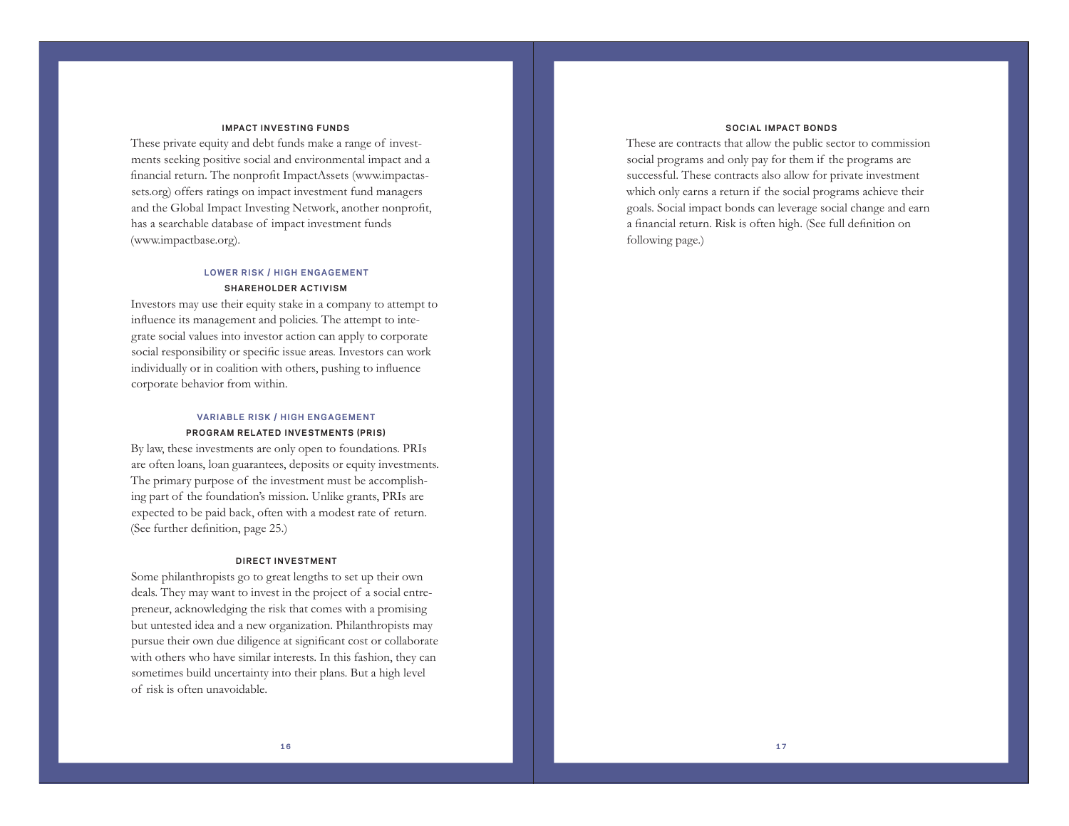### IMPACT INVESTING FUNDS

These private equity and debt funds make a range of investments seeking positive social and environmental impact and a financial return. The nonprofit ImpactAssets (www.impactassets.org) offers ratings on impact investment fund managers and the Global Impact Investing Network, another nonprofit, has a searchable database of impact investment funds (www.impactbase.org).

**LOWER RISK / HIGH ENGAGEMENT**

### SHAREHOLDER ACTIVISM

Investors may use their equity stake in a company to attempt to influence its management and policies. The attempt to integrate social values into investor action can apply to corporate social responsibility or specific issue areas. Investors can work individually or in coalition with others, pushing to influence corporate behavior from within.

**VARIABLE RISK / HIGH ENGAGEMENT**

### PROGRAM RELATED INVESTMENTS (PRIS)

By law, these investments are only open to foundations. PRIs are often loans, loan guarantees, deposits or equity investments. The primary purpose of the investment must be accomplishing part of the foundation's mission. Unlike grants, PRIs are expected to be paid back, often with a modest rate of return. (See further definition, page 25.)

### DIRECT INVESTMENT

Some philanthropists go to great lengths to set up their own deals. They may want to invest in the project of a social entrepreneur, acknowledging the risk that comes with a promising but untested idea and a new organization. Philanthropists may pursue their own due diligence at significant cost or collaborate with others who have similar interests. In this fashion, they can sometimes build uncertainty into their plans. But a high level of risk is often unavoidable.

### SOCIAL IMPACT BONDS

These are contracts that allow the public sector to commission social programs and only pay for them if the programs are successful. These contracts also allow for private investment which only earns a return if the social programs achieve their goals. Social impact bonds can leverage social change and earn a financial return. Risk is often high. (See full definition on following page.)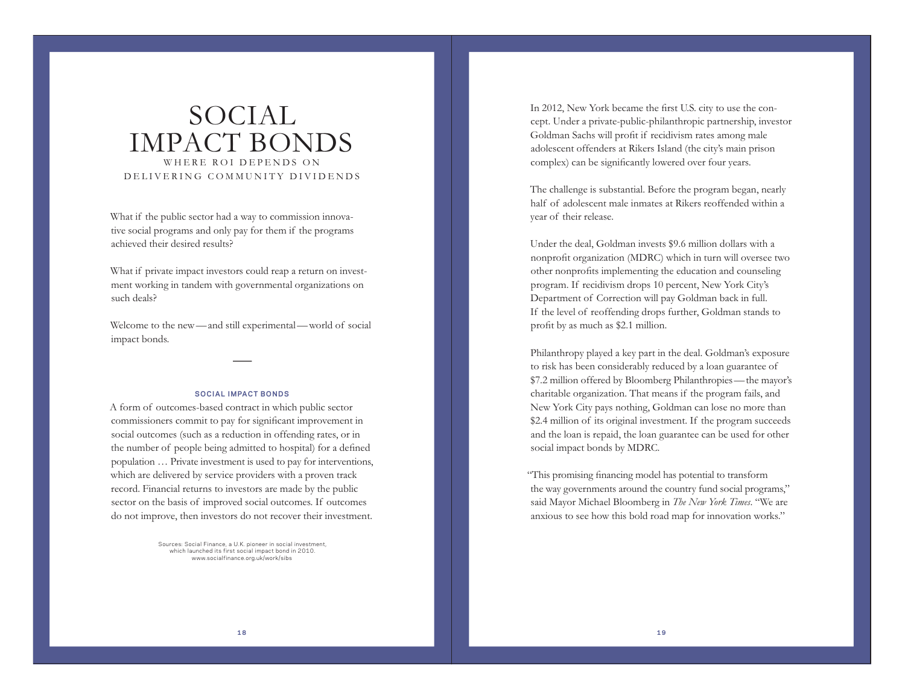# SOCIAL IMPACT BONDS

WHERE ROI DEPENDS ON DELIVERING COMMUNITY DIVIDENDS

What if the public sector had a way to commission innovative social programs and only pay for them if the programs achieved their desired results?

What if private impact investors could reap a return on investment working in tandem with governmental organizations on such deals?

Welcome to the new — and still experimental — world of social impact bonds.

---

**SOCIAL IMPACT BONDS**

A form of outcomes-based contract in which public sector commissioners commit to pay for significant improvement in social outcomes (such as a reduction in offending rates, or in the number of people being admitted to hospital) for a defined population … Private investment is used to pay for interventions, which are delivered by service providers with a proven track record. Financial returns to investors are made by the public sector on the basis of improved social outcomes. If outcomes do not improve, then investors do not recover their investment.

Sources: Social Finance, a U.K. pioneer in social investment, which launched its first social impact bond in 2010. www.socialfinance.org.uk/work/sibs

In 2012, New York became the first U.S. city to use the concept. Under a private-public-philanthropic partnership, investor Goldman Sachs will profit if recidivism rates among male adolescent offenders at Rikers Island (the city's main prison complex) can be significantly lowered over four years.

The challenge is substantial. Before the program began, nearly half of adolescent male inmates at Rikers reoffended within a year of their release.

Under the deal, Goldman invests $9.6 million dollars with a nonprofit organization (MDRC) which in turn will oversee two other nonprofits implementing the education and counseling program. If recidivism drops 10 percent, New York City's Department of Correction will pay Goldman back in full. If the level of reoffending drops further, Goldman stands to profit by as much as $2.1 million.

Philanthropy played a key part in the deal. Goldman's exposure to risk has been considerably reduced by a loan guarantee of $7.2 million offered by Bloomberg Philanthropies — the mayor's charitable organization. That means if the program fails, and New York City pays nothing, Goldman can lose no more than $2.4 million of its original investment. If the program succeeds and the loan is repaid, the loan guarantee can be used for other social impact bonds by MDRC.

"This promising financing model has potential to transform the way governments around the country fund social programs," said Mayor Michael Bloomberg in *The New York Times*. "We are anxious to see how this bold road map for innovation works."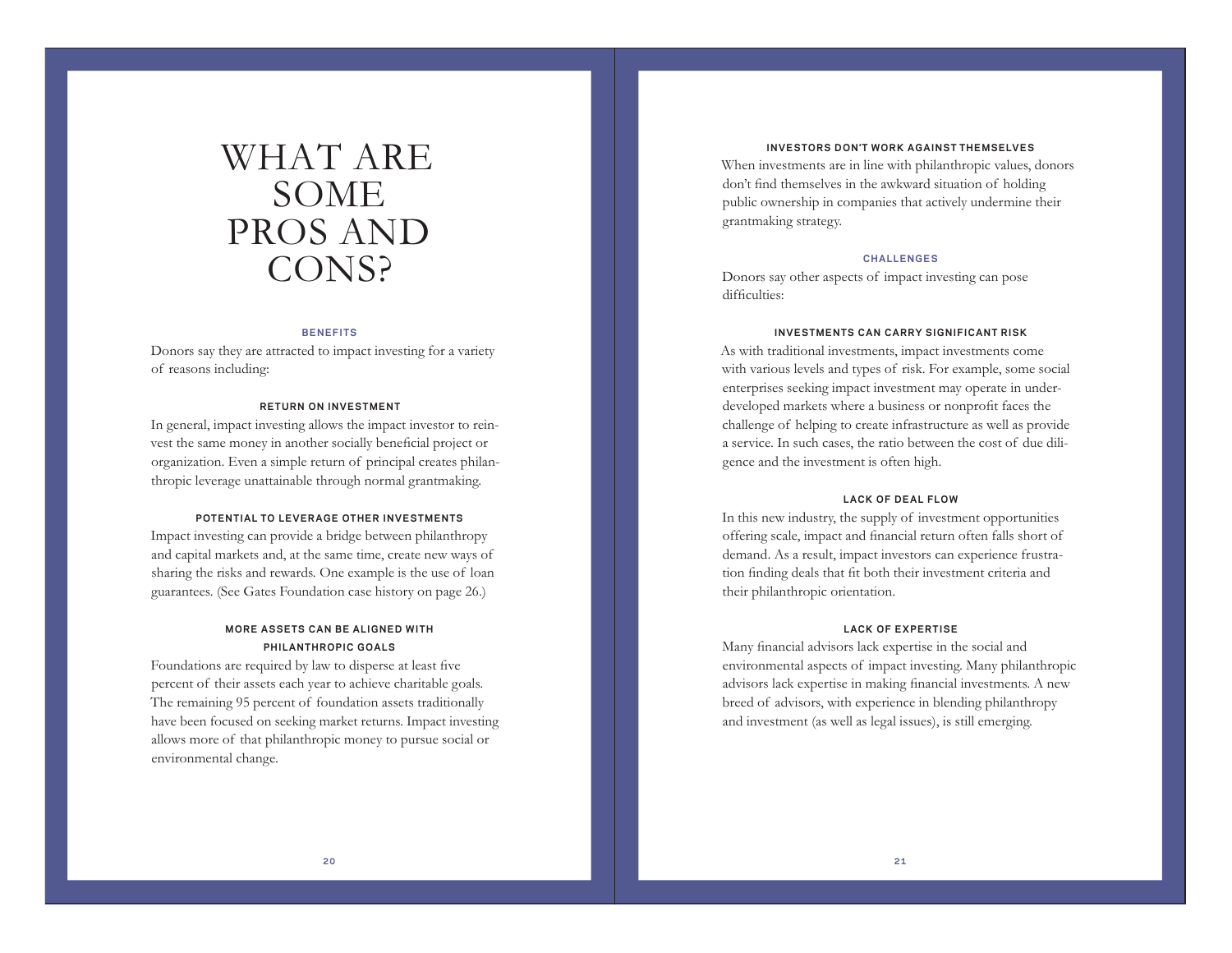# WHAT ARE SOME PROS AND CONS?

## BENEFITS

Donors say they are attracted to impact investing for a variety of reasons including:

### RETURN ON INVESTMENT

In general, impact investing allows the impact investor to reinvest the same money in another socially beneficial project or organization. Even a simple return of principal creates philanthropic leverage unattainable through normal grantmaking.

### POTENTIAL TO LEVERAGE OTHER INVESTMENTS

Impact investing can provide a bridge between philanthropy and capital markets and, at the same time, create new ways of sharing the risks and rewards. One example is the use of loan guarantees. (See Gates Foundation case history on page 26.)

### MORE ASSETS CAN BE ALIGNED WITH PHILANTHROPIC GOALS

Foundations are required by law to disperse at least five percent of their assets each year to achieve charitable goals. The remaining 95 percent of foundation assets traditionally have been focused on seeking market returns. Impact investing allows more of that philanthropic money to pursue social or environmental change.

### INVESTORS DON'T WORK AGAINST THEMSELVES

When investments are in line with philanthropic values, donors don't find themselves in the awkward situation of holding public ownership in companies that actively undermine their grantmaking strategy.

## CHALLENGES

Donors say other aspects of impact investing can pose difficulties:

### INVESTMENTS CAN CARRY SIGNIFICANT RISK

As with traditional investments, impact investments come with various levels and types of risk. For example, some social enterprises seeking impact investment may operate in underdeveloped markets where a business or nonprofit faces the challenge of helping to create infrastructure as well as provide a service. In such cases, the ratio between the cost of due diligence and the investment is often high.

### LACK OF DEAL FLOW

In this new industry, the supply of investment opportunities offering scale, impact and financial return often falls short of demand. As a result, impact investors can experience frustration finding deals that fit both their investment criteria and their philanthropic orientation.

### LACK OF EXPERTISE

Many financial advisors lack expertise in the social and environmental aspects of impact investing. Many philanthropic advisors lack expertise in making financial investments. A new breed of advisors, with experience in blending philanthropy and investment (as well as legal issues), is still emerging.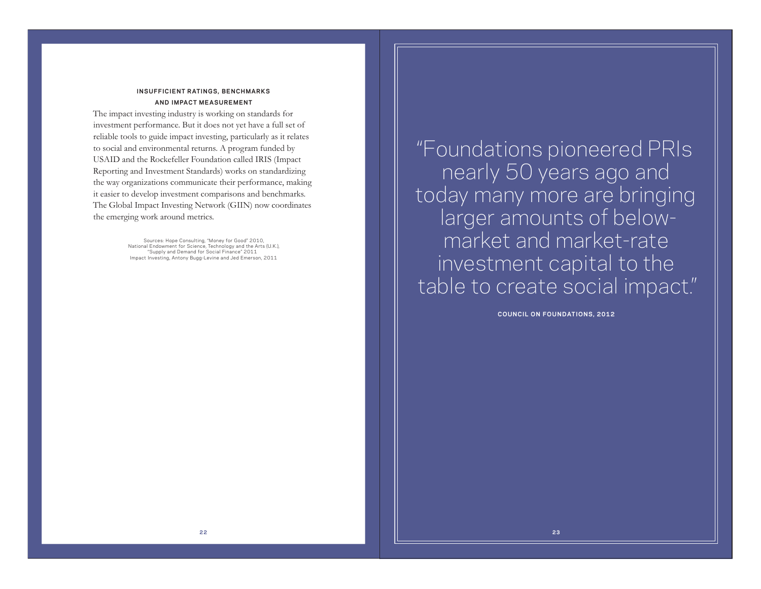### INSUFFICIENT RATINGS, BENCHMARKS AND IMPACT MEASUREMENT

The impact investing industry is working on standards for investment performance. But it does not yet have a full set of reliable tools to guide impact investing, particularly as it relates to social and environmental returns. A program funded by USAID and the Rockefeller Foundation called IRIS (Impact Reporting and Investment Standards) works on standardizing the way organizations communicate their performance, making it easier to develop investment comparisons and benchmarks. The Global Impact Investing Network (GIIN) now coordinates the emerging work around metrics.

Sources: Hope Consulting, "Money for Good" 2010,
National Endowment for Science, Technology and the Arts (U.K.),
"Supply and Demand for Social Finance" 2011
Impact Investing, Antony Bugg-Levine and Jed Emerson, 2011

> "Foundations pioneered PRIs nearly 50 years ago and today many more are bringing larger amounts of below-market and market-rate investment capital to the table to create social impact."
>
> **COUNCIL ON FOUNDATIONS, 2012**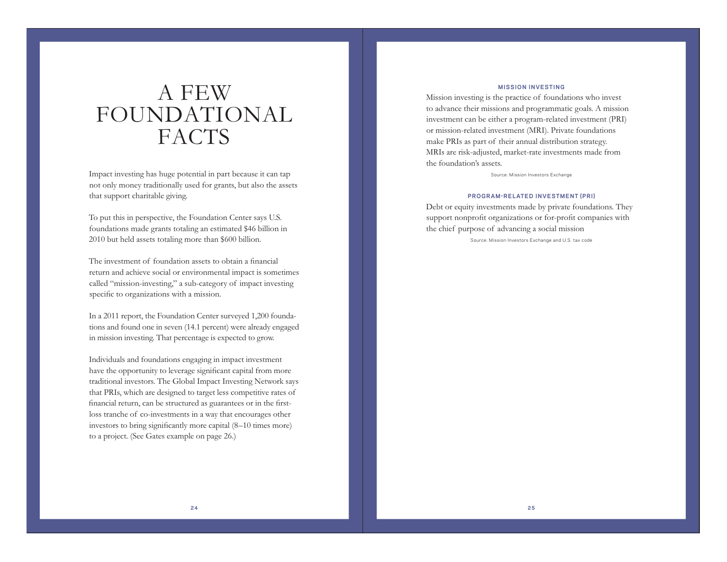# A FEW FOUNDATIONAL FACTS

Impact investing has huge potential in part because it can tap not only money traditionally used for grants, but also the assets that support charitable giving.

To put this in perspective, the Foundation Center says U.S. foundations made grants totaling an estimated $46 billion in 2010 but held assets totaling more than $600 billion.

The investment of foundation assets to obtain a financial return and achieve social or environmental impact is sometimes called "mission-investing," a sub-category of impact investing specific to organizations with a mission.

In a 2011 report, the Foundation Center surveyed 1,200 foundations and found one in seven (14.1 percent) were already engaged in mission investing. That percentage is expected to grow.

Individuals and foundations engaging in impact investment have the opportunity to leverage significant capital from more traditional investors. The Global Impact Investing Network says that PRIs, which are designed to target less competitive rates of financial return, can be structured as guarantees or in the first-loss tranche of co-investments in a way that encourages other investors to bring significantly more capital (8–10 times more) to a project. (See Gates example on page 26.)

### MISSION INVESTING

Mission investing is the practice of foundations who invest to advance their missions and programmatic goals. A mission investment can be either a program-related investment (PRI) or mission-related investment (MRI). Private foundations make PRIs as part of their annual distribution strategy. MRIs are risk-adjusted, market-rate investments made from the foundation's assets.

Source: Mission Investors Exchange

### PROGRAM-RELATED INVESTMENT (PRI)

Debt or equity investments made by private foundations. They support nonprofit organizations or for-profit companies with the chief purpose of advancing a social mission

Source: Mission Investors Exchange and U.S. tax code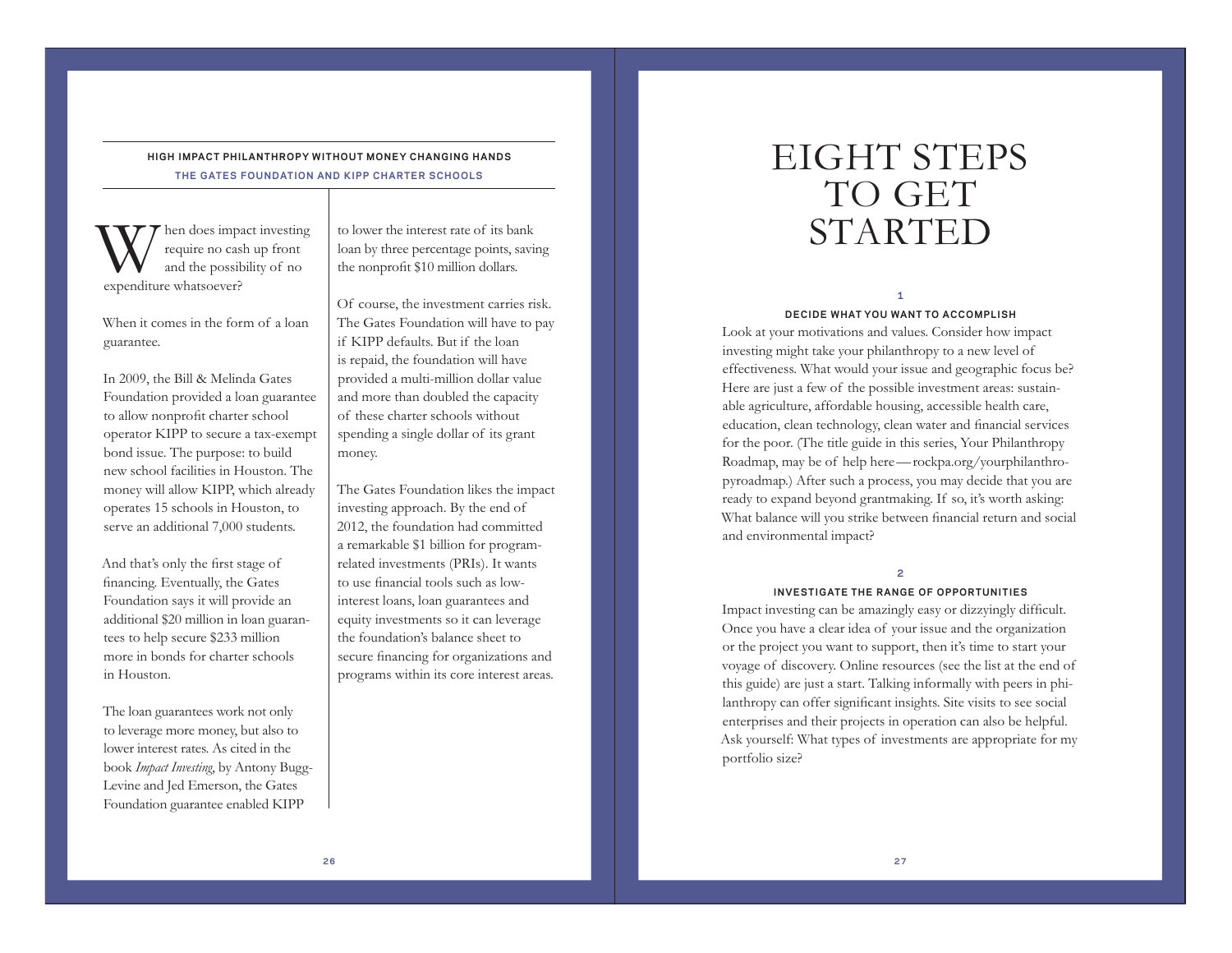## HIGH IMPACT PHILANTHROPY WITHOUT MONEY CHANGING HANDS

### THE GATES FOUNDATION AND KIPP CHARTER SCHOOLS

When does impact investing require no cash up front and the possibility of no expenditure whatsoever?

When it comes in the form of a loan guarantee.

In 2009, the Bill & Melinda Gates Foundation provided a loan guarantee to allow nonprofit charter school operator KIPP to secure a tax-exempt bond issue. The purpose: to build new school facilities in Houston. The money will allow KIPP, which already operates 15 schools in Houston, to serve an additional 7,000 students.

And that's only the first stage of financing. Eventually, the Gates Foundation says it will provide an additional $20 million in loan guarantees to help secure $233 million more in bonds for charter schools in Houston.

The loan guarantees work not only to leverage more money, but also to lower interest rates. As cited in the book *Impact Investing*, by Antony Bugg-Levine and Jed Emerson, the Gates Foundation guarantee enabled KIPP to lower the interest rate of its bank loan by three percentage points, saving the nonprofit $10 million dollars.

Of course, the investment carries risk. The Gates Foundation will have to pay if KIPP defaults. But if the loan is repaid, the foundation will have provided a multi-million dollar value and more than doubled the capacity of these charter schools without spending a single dollar of its grant money.

The Gates Foundation likes the impact investing approach. By the end of 2012, the foundation had committed a remarkable $1 billion for program-related investments (PRIs). It wants to use financial tools such as low-interest loans, loan guarantees and equity investments so it can leverage the foundation's balance sheet to secure financing for organizations and programs within its core interest areas.

# EIGHT STEPS TO GET STARTED

### 1
### DECIDE WHAT YOU WANT TO ACCOMPLISH

Look at your motivations and values. Consider how impact investing might take your philanthropy to a new level of effectiveness. What would your issue and geographic focus be? Here are just a few of the possible investment areas: sustainable agriculture, affordable housing, accessible health care, education, clean technology, clean water and financial services for the poor. (The title guide in this series, Your Philanthropy Roadmap, may be of help here—rockpa.org/yourphilanthropyroadmap.) After such a process, you may decide that you are ready to expand beyond grantmaking. If so, it's worth asking: What balance will you strike between financial return and social and environmental impact?

### 2
### INVESTIGATE THE RANGE OF OPPORTUNITIES

Impact investing can be amazingly easy or dizzyingly difficult. Once you have a clear idea of your issue and the organization or the project you want to support, then it's time to start your voyage of discovery. Online resources (see the list at the end of this guide) are just a start. Talking informally with peers in philanthropy can offer significant insights. Site visits to see social enterprises and their projects in operation can also be helpful. Ask yourself: What types of investments are appropriate for my portfolio size?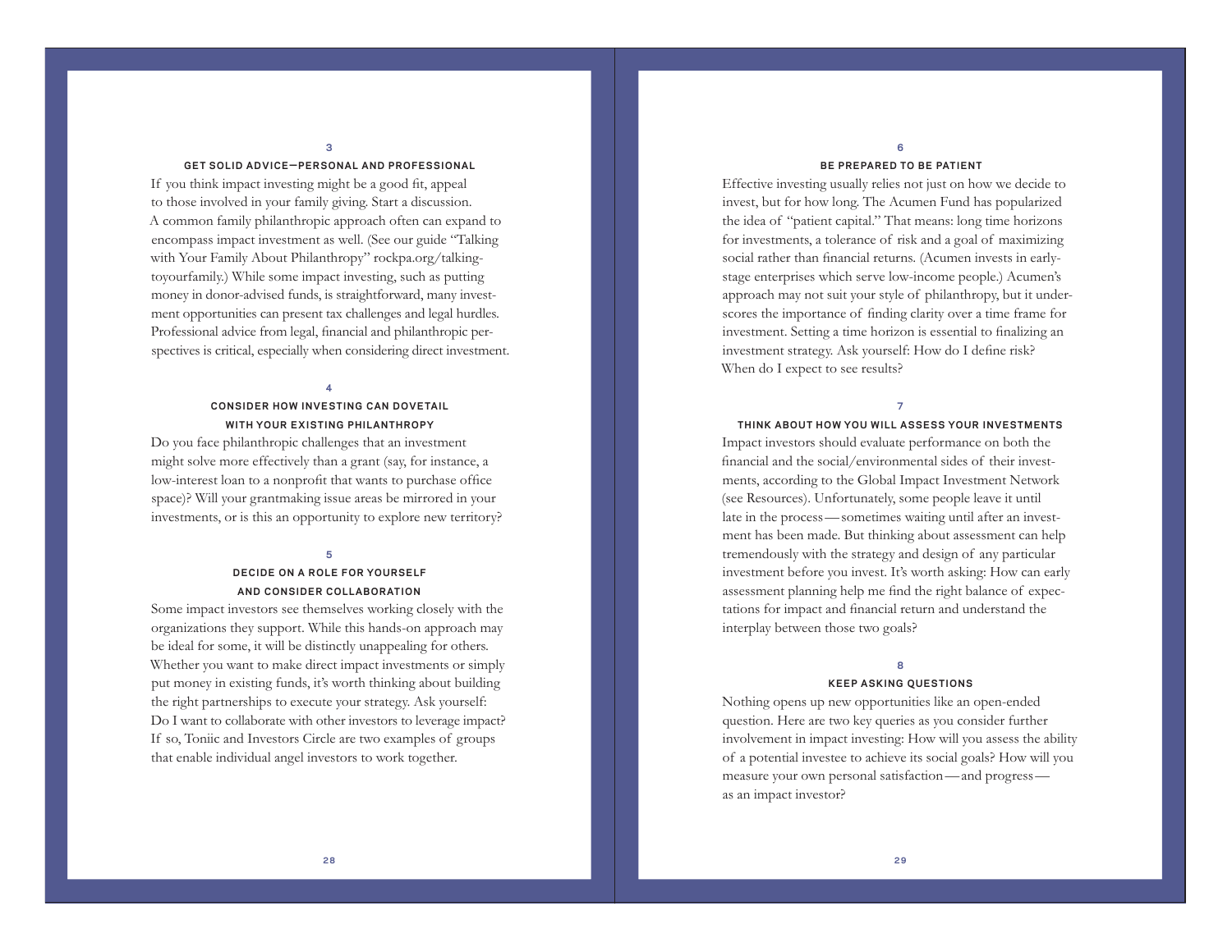### 3

### GET SOLID ADVICE—PERSONAL AND PROFESSIONAL

If you think impact investing might be a good fit, appeal to those involved in your family giving. Start a discussion. A common family philanthropic approach often can expand to encompass impact investment as well. (See our guide "Talking with Your Family About Philanthropy" rockpa.org/talking-toyourfamily.) While some impact investing, such as putting money in donor-advised funds, is straightforward, many investment opportunities can present tax challenges and legal hurdles. Professional advice from legal, financial and philanthropic perspectives is critical, especially when considering direct investment.

### 4

### CONSIDER HOW INVESTING CAN DOVETAIL WITH YOUR EXISTING PHILANTHROPY

Do you face philanthropic challenges that an investment might solve more effectively than a grant (say, for instance, a low-interest loan to a nonprofit that wants to purchase office space)? Will your grantmaking issue areas be mirrored in your investments, or is this an opportunity to explore new territory?

### 5

### DECIDE ON A ROLE FOR YOURSELF AND CONSIDER COLLABORATION

Some impact investors see themselves working closely with the organizations they support. While this hands-on approach may be ideal for some, it will be distinctly unappealing for others. Whether you want to make direct impact investments or simply put money in existing funds, it's worth thinking about building the right partnerships to execute your strategy. Ask yourself: Do I want to collaborate with other investors to leverage impact? If so, Toniic and Investors Circle are two examples of groups that enable individual angel investors to work together.

### 6

### BE PREPARED TO BE PATIENT

Effective investing usually relies not just on how we decide to invest, but for how long. The Acumen Fund has popularized the idea of "patient capital." That means: long time horizons for investments, a tolerance of risk and a goal of maximizing social rather than financial returns. (Acumen invests in early-stage enterprises which serve low-income people.) Acumen's approach may not suit your style of philanthropy, but it underscores the importance of finding clarity over a time frame for investment. Setting a time horizon is essential to finalizing an investment strategy. Ask yourself: How do I define risk? When do I expect to see results?

### 7

### THINK ABOUT HOW YOU WILL ASSESS YOUR INVESTMENTS

Impact investors should evaluate performance on both the financial and the social/environmental sides of their investments, according to the Global Impact Investment Network (see Resources). Unfortunately, some people leave it until late in the process—sometimes waiting until after an investment has been made. But thinking about assessment can help tremendously with the strategy and design of any particular investment before you invest. It's worth asking: How can early assessment planning help me find the right balance of expectations for impact and financial return and understand the interplay between those two goals?

### 8

### KEEP ASKING QUESTIONS

Nothing opens up new opportunities like an open-ended question. Here are two key queries as you consider further involvement in impact investing: How will you assess the ability of a potential investee to achieve its social goals? How will you measure your own personal satisfaction—and progress—as an impact investor?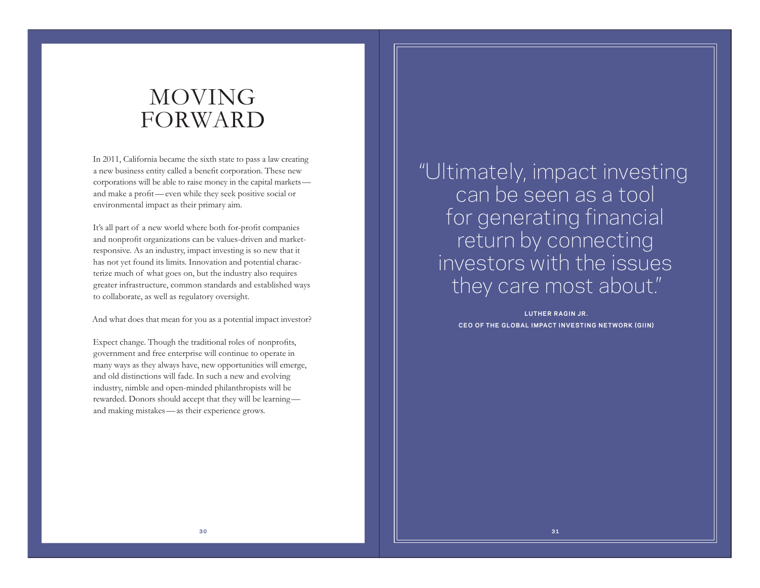# MOVING FORWARD

In 2011, California became the sixth state to pass a law creating a new business entity called a benefit corporation. These new corporations will be able to raise money in the capital markets—and make a profit—even while they seek positive social or environmental impact as their primary aim.

It's all part of a new world where both for-profit companies and nonprofit organizations can be values-driven and market-responsive. As an industry, impact investing is so new that it has not yet found its limits. Innovation and potential characterize much of what goes on, but the industry also requires greater infrastructure, common standards and established ways to collaborate, as well as regulatory oversight.

And what does that mean for you as a potential impact investor?

Expect change. Though the traditional roles of nonprofits, government and free enterprise will continue to operate in many ways as they always have, new opportunities will emerge, and old distinctions will fade. In such a new and evolving industry, nimble and open-minded philanthropists will be rewarded. Donors should accept that they will be learning—and making mistakes—as their experience grows.

> "Ultimately, impact investing can be seen as a tool for generating financial return by connecting investors with the issues they care most about."
>
> **LUTHER RAGIN JR.**
> **CEO OF THE GLOBAL IMPACT INVESTING NETWORK (GIIN)**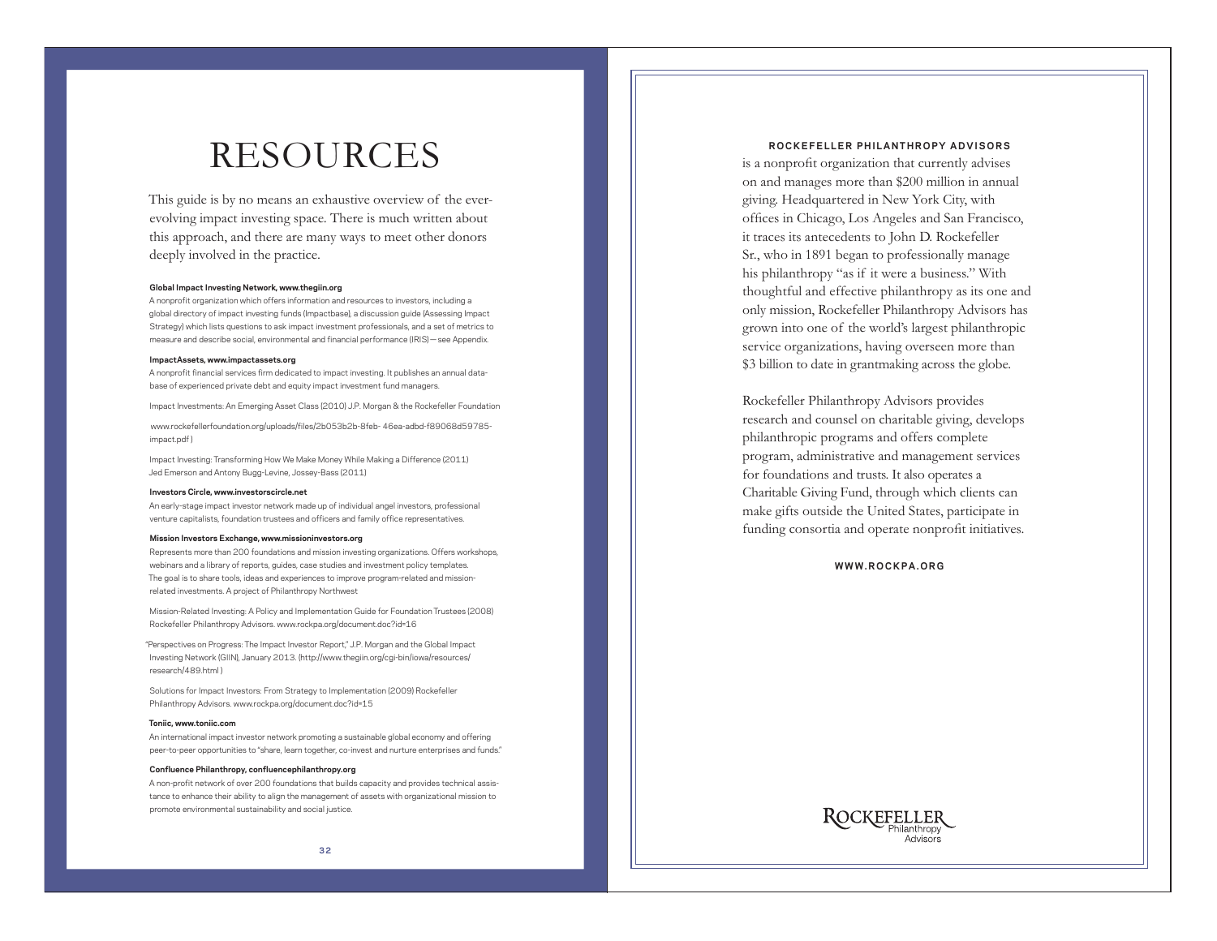# RESOURCES

This guide is by no means an exhaustive overview of the ever-evolving impact investing space. There is much written about this approach, and there are many ways to meet other donors deeply involved in the practice.

**Global Impact Investing Network, www.thegiin.org**
A nonprofit organization which offers information and resources to investors, including a global directory of impact investing funds (Impactbase), a discussion guide (Assessing Impact Strategy) which lists questions to ask impact investment professionals, and a set of metrics to measure and describe social, environmental and financial performance (IRIS)—see Appendix.

**ImpactAssets, www.impactassets.org**
A nonprofit financial services firm dedicated to impact investing. It publishes an annual database of experienced private debt and equity impact investment fund managers.

Impact Investments: An Emerging Asset Class (2010) J.P. Morgan & the Rockefeller Foundation

www.rockefellerfoundation.org/uploads/files/2b053b2b-8feb- 46ea-adbd-f89068d59785-impact.pdf )

Impact Investing: Transforming How We Make Money While Making a Difference (2011) Jed Emerson and Antony Bugg-Levine, Jossey-Bass (2011)

**Investors Circle, www.investorscircle.net**
An early-stage impact investor network made up of individual angel investors, professional venture capitalists, foundation trustees and officers and family office representatives.

**Mission Investors Exchange, www.missioninvestors.org**
Represents more than 200 foundations and mission investing organizations. Offers workshops, webinars and a library of reports, guides, case studies and investment policy templates. The goal is to share tools, ideas and experiences to improve program-related and mission-related investments. A project of Philanthropy Northwest

Mission-Related Investing: A Policy and Implementation Guide for Foundation Trustees (2008) Rockefeller Philanthropy Advisors. www.rockpa.org/document.doc?id=16

"Perspectives on Progress: The Impact Investor Report," J.P. Morgan and the Global Impact Investing Network (GIIN), January 2013. (http://www.thegiin.org/cgi-bin/iowa/resources/research/489.html )

Solutions for Impact Investors: From Strategy to Implementation (2009) Rockefeller Philanthropy Advisors. www.rockpa.org/document.doc?id=15

**Toniic, www.toniic.com**
An international impact investor network promoting a sustainable global economy and offering peer-to-peer opportunities to "share, learn together, co-invest and nurture enterprises and funds."

**Confluence Philanthropy, confluencephilanthropy.org**
A non-profit network of over 200 foundations that builds capacity and provides technical assistance to enhance their ability to align the management of assets with organizational mission to promote environmental sustainability and social justice.

**ROCKEFELLER PHILANTHROPY ADVISORS** is a nonprofit organization that currently advises on and manages more than $200 million in annual giving. Headquartered in New York City, with offices in Chicago, Los Angeles and San Francisco, it traces its antecedents to John D. Rockefeller Sr., who in 1891 began to professionally manage his philanthropy "as if it were a business." With thoughtful and effective philanthropy as its one and only mission, Rockefeller Philanthropy Advisors has grown into one of the world's largest philanthropic service organizations, having overseen more than $3 billion to date in grantmaking across the globe.

Rockefeller Philanthropy Advisors provides research and counsel on charitable giving, develops philanthropic programs and offers complete program, administrative and management services for foundations and trusts. It also operates a Charitable Giving Fund, through which clients can make gifts outside the United States, participate in funding consortia and operate nonprofit initiatives.

**WWW.ROCKPA.ORG**

Rockefeller Philanthropy Advisors